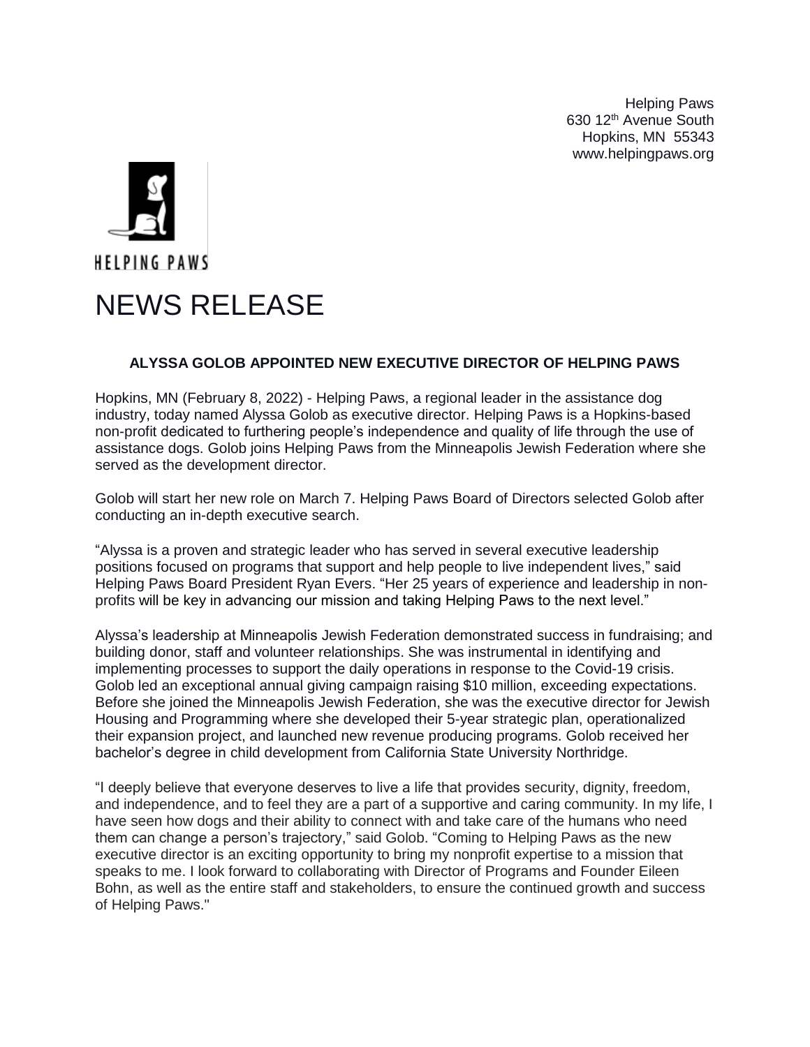Helping Paws
630 12th Avenue South
Hopkins, MN 55343
www.helpingpaws.org

HELPING PAWS

# NEWS RELEASE

**ALYSSA GOLOB APPOINTED NEW EXECUTIVE DIRECTOR OF HELPING PAWS**

Hopkins, MN (February 8, 2022) - Helping Paws, a regional leader in the assistance dog industry, today named Alyssa Golob as executive director. Helping Paws is a Hopkins-based non-profit dedicated to furthering people's independence and quality of life through the use of assistance dogs. Golob joins Helping Paws from the Minneapolis Jewish Federation where she served as the development director.

Golob will start her new role on March 7. Helping Paws Board of Directors selected Golob after conducting an in-depth executive search.

"Alyssa is a proven and strategic leader who has served in several executive leadership positions focused on programs that support and help people to live independent lives," said Helping Paws Board President Ryan Evers. "Her 25 years of experience and leadership in non-profits will be key in advancing our mission and taking Helping Paws to the next level."

Alyssa's leadership at Minneapolis Jewish Federation demonstrated success in fundraising; and building donor, staff and volunteer relationships. She was instrumental in identifying and implementing processes to support the daily operations in response to the Covid-19 crisis. Golob led an exceptional annual giving campaign raising $10 million, exceeding expectations. Before she joined the Minneapolis Jewish Federation, she was the executive director for Jewish Housing and Programming where she developed their 5-year strategic plan, operationalized their expansion project, and launched new revenue producing programs. Golob received her bachelor's degree in child development from California State University Northridge.

"I deeply believe that everyone deserves to live a life that provides security, dignity, freedom, and independence, and to feel they are a part of a supportive and caring community. In my life, I have seen how dogs and their ability to connect with and take care of the humans who need them can change a person's trajectory," said Golob. "Coming to Helping Paws as the new executive director is an exciting opportunity to bring my nonprofit expertise to a mission that speaks to me. I look forward to collaborating with Director of Programs and Founder Eileen Bohn, as well as the entire staff and stakeholders, to ensure the continued growth and success of Helping Paws."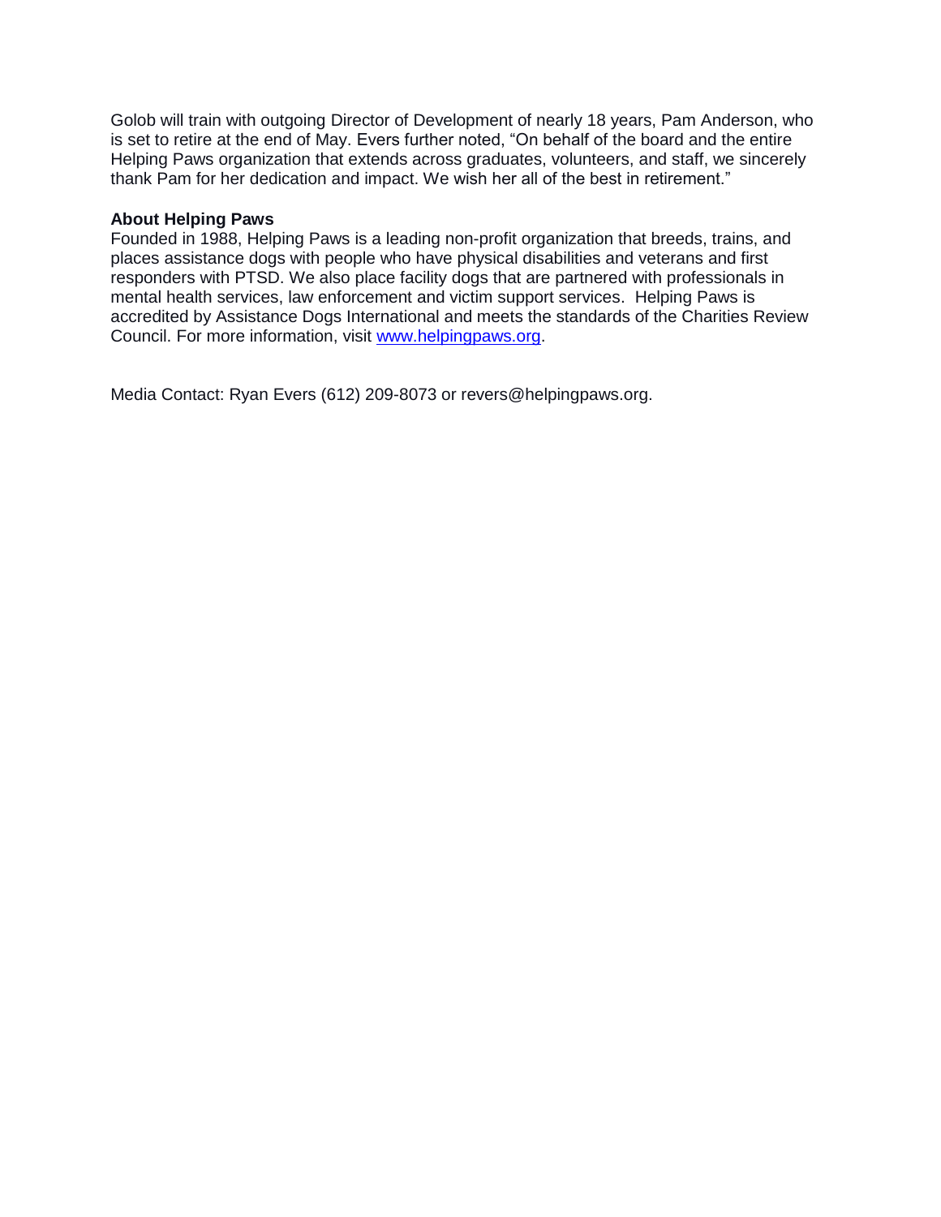Golob will train with outgoing Director of Development of nearly 18 years, Pam Anderson, who is set to retire at the end of May. Evers further noted, "On behalf of the board and the entire Helping Paws organization that extends across graduates, volunteers, and staff, we sincerely thank Pam for her dedication and impact. We wish her all of the best in retirement."

**About Helping Paws**

Founded in 1988, Helping Paws is a leading non-profit organization that breeds, trains, and places assistance dogs with people who have physical disabilities and veterans and first responders with PTSD. We also place facility dogs that are partnered with professionals in mental health services, law enforcement and victim support services. Helping Paws is accredited by Assistance Dogs International and meets the standards of the Charities Review Council. For more information, visit [www.helpingpaws.org](http://www.helpingpaws.org).

Media Contact: Ryan Evers (612) 209-8073 or revers@helpingpaws.org.